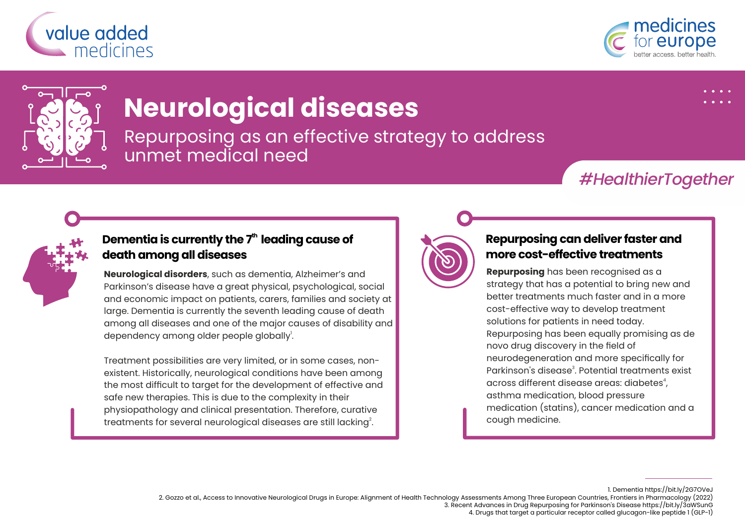value added medicines

medicines for europe
better access. better health.

# Neurological diseases

## Repurposing as an effective strategy to address unmet medical need

#HealthierTogether

### Dementia is currently the 7th leading cause of death among all diseases

**Neurological disorders**, such as dementia, Alzheimer's and Parkinson's disease have a great physical, psychological, social and economic impact on patients, carers, families and society at large. Dementia is currently the seventh leading cause of death among all diseases and one of the major causes of disability and dependency among older people globally[1].

Treatment possibilities are very limited, or in some cases, non-existent. Historically, neurological conditions have been among the most difficult to target for the development of effective and safe new therapies. This is due to the complexity in their physiopathology and clinical presentation. Therefore, curative treatments for several neurological diseases are still lacking[2].

### Repurposing can deliver faster and more cost-effective treatments

**Repurposing** has been recognised as a strategy that has a potential to bring new and better treatments much faster and in a more cost-effective way to develop treatment solutions for patients in need today. Repurposing has been equally promising as de novo drug discovery in the field of neurodegeneration and more specifically for Parkinson's disease[3]. Potential treatments exist across different disease areas: diabetes[4], asthma medication, blood pressure medication (statins), cancer medication and a cough medicine.

---

1. Dementia https://bit.ly/2G7OVeJ
2. Gozzo et al., Access to Innovative Neurological Drugs in Europe: Alignment of Health Technology Assessments Among Three European Countries, Frontiers in Pharmacology (2022)
3. Recent Advances in Drug Repurposing for Parkinson's Disease https://bit.ly/3aWSunG
4. Drugs that target a particular receptor called glucagon-like peptide 1 (GLP-1)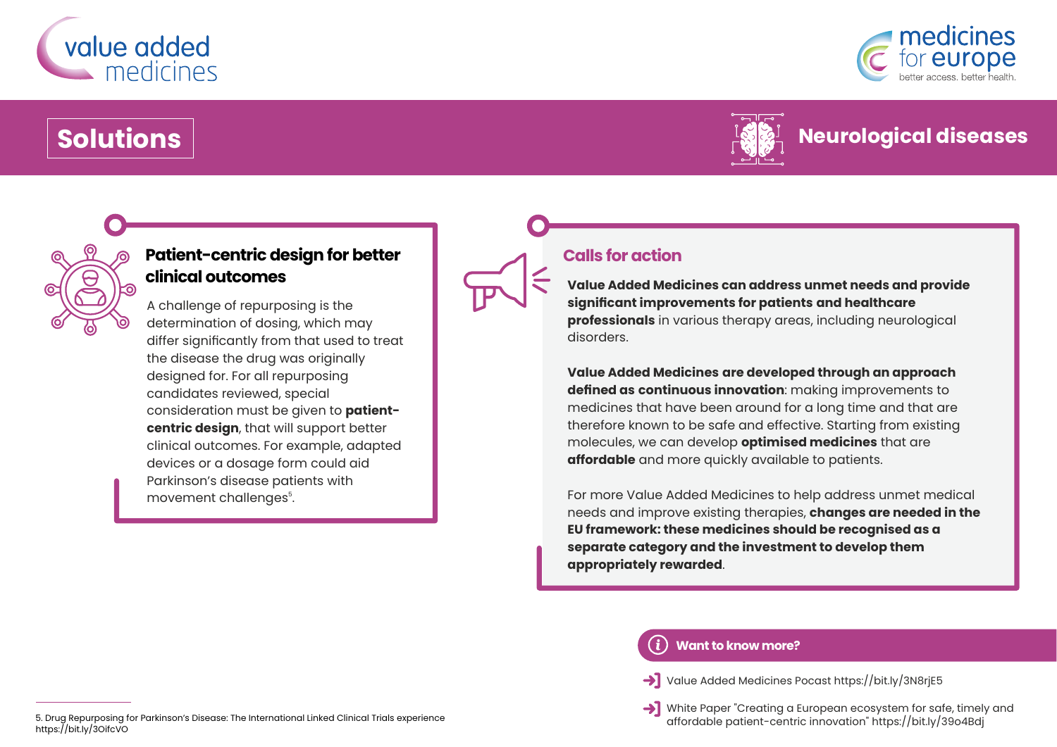# Solutions

## Neurological diseases

### Patient-centric design for better clinical outcomes

A challenge of repurposing is the determination of dosing, which may differ significantly from that used to treat the disease the drug was originally designed for. For all repurposing candidates reviewed, special consideration must be given to **patient-centric design**, that will support better clinical outcomes. For example, adapted devices or a dosage form could aid Parkinson's disease patients with movement challenges[5].

### Calls for action

**Value Added Medicines can address unmet needs and provide significant improvements for patients and healthcare professionals** in various therapy areas, including neurological disorders.

**Value Added Medicines are developed through an approach defined as continuous innovation**: making improvements to medicines that have been around for a long time and that are therefore known to be safe and effective. Starting from existing molecules, we can develop **optimised medicines** that are **affordable** and more quickly available to patients.

For more Value Added Medicines to help address unmet medical needs and improve existing therapies, **changes are needed in the EU framework: these medicines should be recognised as a separate category and the investment to develop them appropriately rewarded**.

### Want to know more?

- Value Added Medicines Pocast https://bit.ly/3N8rjE5
- White Paper "Creating a European ecosystem for safe, timely and affordable patient-centric innovation" https://bit.ly/39o4Bdj

5. Drug Repurposing for Parkinson's Disease: The International Linked Clinical Trials experience https://bit.ly/3OifcVO